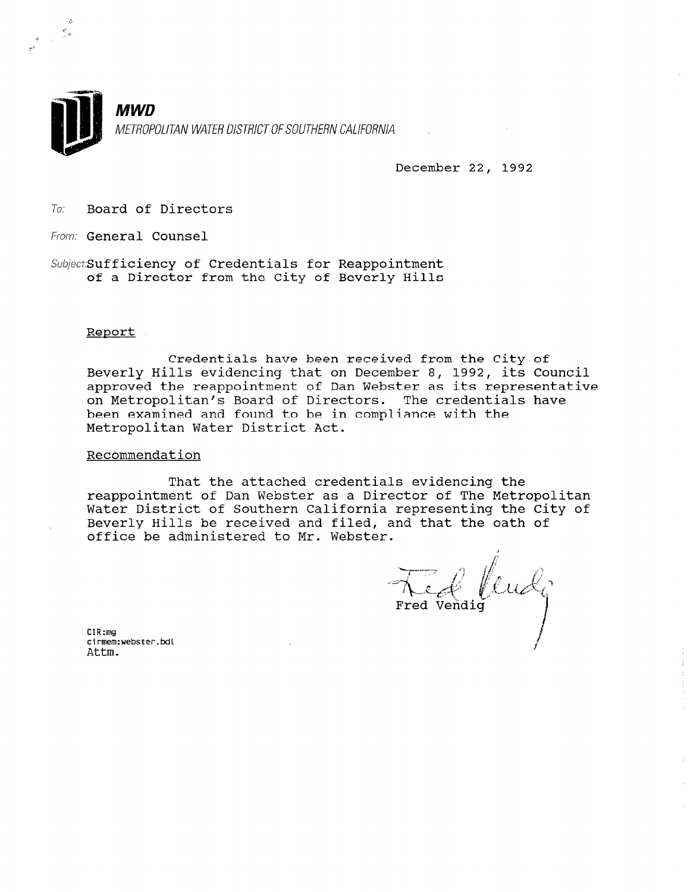**MWD**

*METROPOLITAN WATER DISTRICT OF SOUTHERN CALIFORNIA*

December 22, 1992

*To:* Board of Directors

*From:* General Counsel

*Subject:* Sufficiency of Credentials for Reappointment of a Director from the City of Beverly Hills

Report

Credentials have been received from the City of Beverly Hills evidencing that on December 8, 1992, its Council approved the reappointment of Dan Webster as its representative on Metropolitan's Board of Directors. The credentials have been examined and found to be in compliance with the Metropolitan Water District Act.

Recommendation

That the attached credentials evidencing the reappointment of Dan Webster as a Director of The Metropolitan Water District of Southern California representing the City of Beverly Hills be received and filed, and that the oath of office be administered to Mr. Webster.

Fred Vendig

CIR:mg
cirmem:webster.bdl
Attm.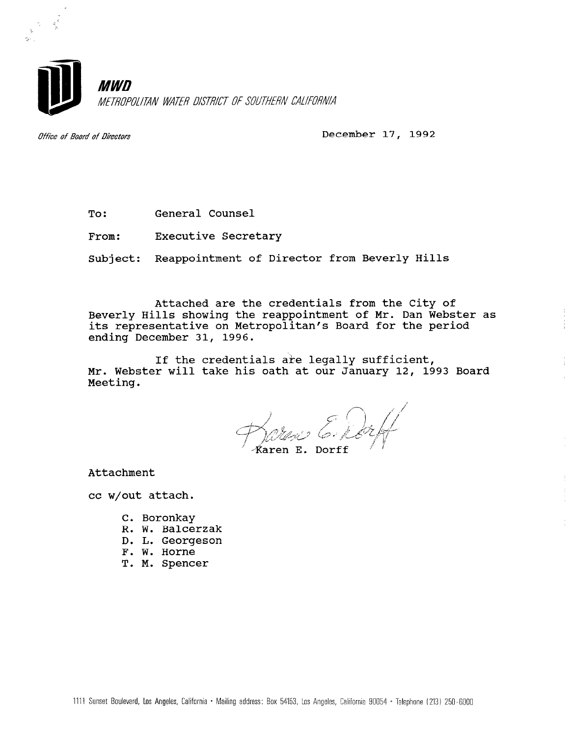**MWD**

*METROPOLITAN WATER DISTRICT OF SOUTHERN CALIFORNIA*

*Office of Board of Directors*

December 17, 1992

To: General Counsel

From: Executive Secretary

Subject: Reappointment of Director from Beverly Hills

Attached are the credentials from the City of Beverly Hills showing the reappointment of Mr. Dan Webster as its representative on Metropolitan's Board for the period ending December 31, 1996.

If the credentials are legally sufficient, Mr. Webster will take his oath at our January 12, 1993 Board Meeting.

Karen E. Dorff

Attachment

cc w/out attach.

C. Boronkay
R. W. Balcerzak
D. L. Georgeson
F. W. Horne
T. M. Spencer

1111 Sunset Boulevard, Los Angeles, California • Mailing address: Box 54153, Los Angeles, California 90054 • Telephone (213) 250-6000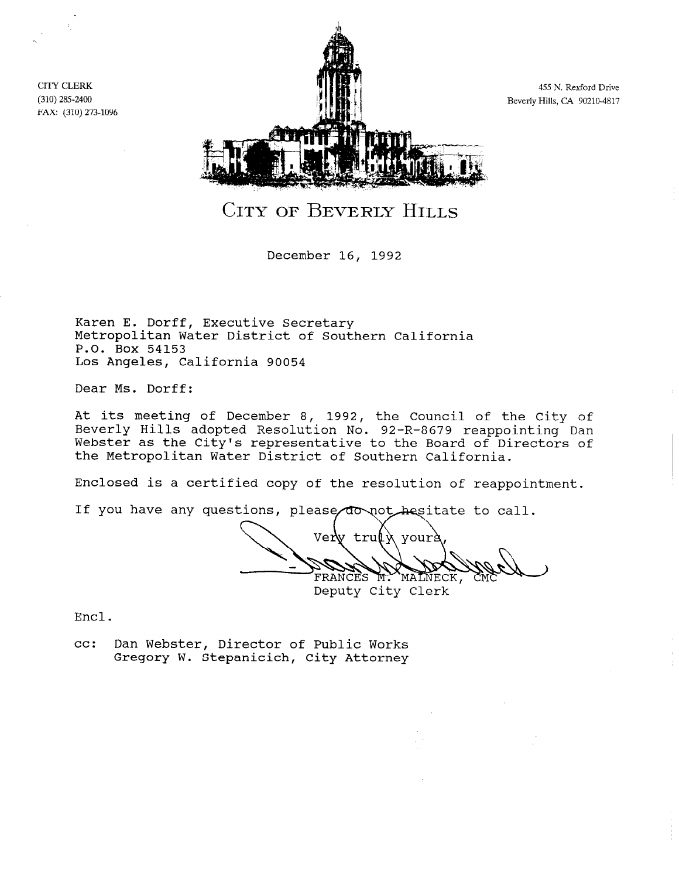CITY CLERK
(310) 285-2400
FAX: (310) 273-1096

455 N. Rexford Drive
Beverly Hills, CA 90210-4817

# CITY OF BEVERLY HILLS

December 16, 1992

Karen E. Dorff, Executive Secretary
Metropolitan Water District of Southern California
P.O. Box 54153
Los Angeles, California 90054

Dear Ms. Dorff:

At its meeting of December 8, 1992, the Council of the City of Beverly Hills adopted Resolution No. 92-R-8679 reappointing Dan Webster as the City's representative to the Board of Directors of the Metropolitan Water District of Southern California.

Enclosed is a certified copy of the resolution of reappointment.

If you have any questions, please do not hesitate to call.

Very truly yours,

FRANCES M. MALNECK, CMC
Deputy City Clerk

Encl.

cc: Dan Webster, Director of Public Works
Gregory W. Stepanicich, City Attorney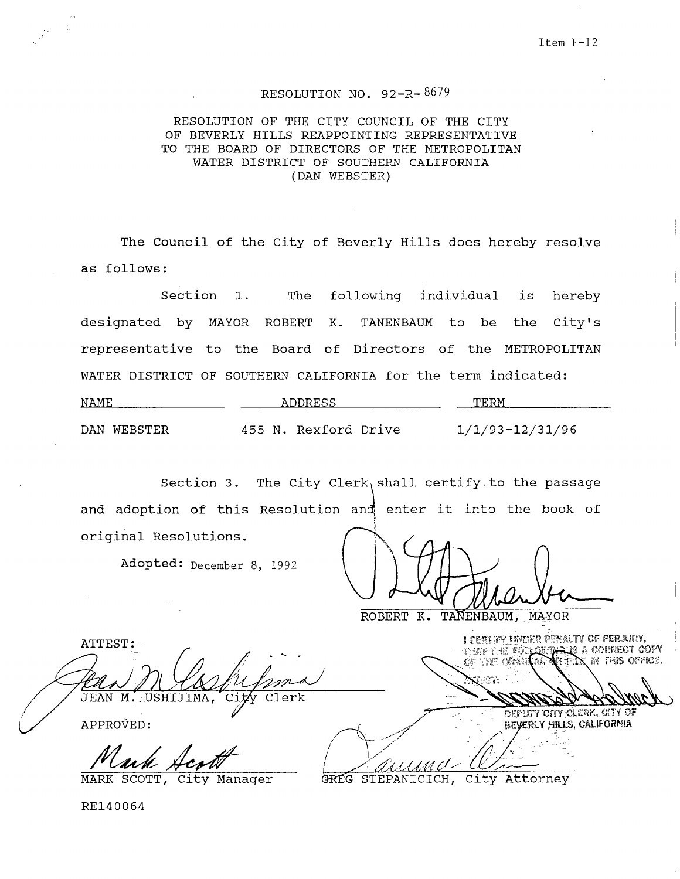Item F-12

# RESOLUTION NO. 92-R-8679

RESOLUTION OF THE CITY COUNCIL OF THE CITY OF BEVERLY HILLS REAPPOINTING REPRESENTATIVE TO THE BOARD OF DIRECTORS OF THE METROPOLITAN WATER DISTRICT OF SOUTHERN CALIFORNIA (DAN WEBSTER)

The Council of the City of Beverly Hills does hereby resolve as follows:

Section 1. The following individual is hereby designated by MAYOR ROBERT K. TANENBAUM to be the City's representative to the Board of Directors of the METROPOLITAN WATER DISTRICT OF SOUTHERN CALIFORNIA for the term indicated:

| NAME | ADDRESS | TERM |
|---|---|---|
| DAN WEBSTER | 455 N. Rexford Drive | 1/1/93-12/31/96 |

Section 3. The City Clerk shall certify to the passage and adoption of this Resolution and enter it into the book of original Resolutions.

Adopted: December 8, 1992

ROBERT K. TANENBAUM, MAYOR

ATTEST:

JEAN M. USHIJIMA, City Clerk

I CERTIFY UNDER PENALTY OF PERJURY, THAT THE FOLLOWING IS A CORRECT COPY OF THE ORIGINAL ON FILE IN THIS OFFICE.

ATTEST:

DEPUTY CITY CLERK, CITY OF BEVERLY HILLS, CALIFORNIA

APPROVED:

MARK SCOTT, City Manager

GREG STEPANICICH, City Attorney

RE140064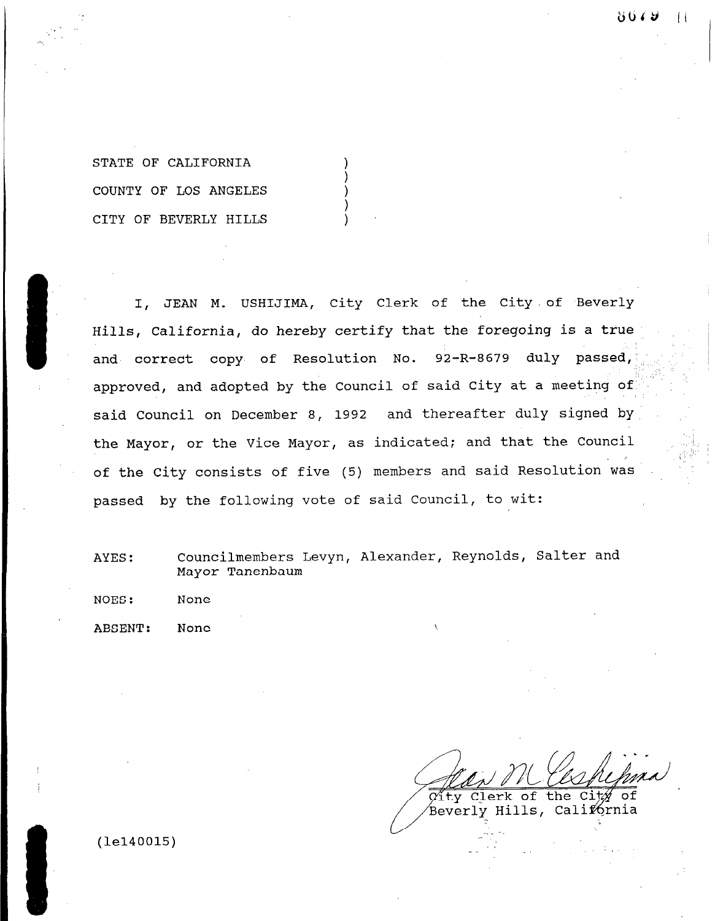STATE OF CALIFORNIA )
COUNTY OF LOS ANGELES )
CITY OF BEVERLY HILLS )

I, JEAN M. USHIJIMA, City Clerk of the City of Beverly Hills, California, do hereby certify that the foregoing is a true and correct copy of Resolution No. 92-R-8679 duly passed, approved, and adopted by the Council of said City at a meeting of said Council on December 8, 1992 and thereafter duly signed by the Mayor, or the Vice Mayor, as indicated; and that the Council of the City consists of five (5) members and said Resolution was passed by the following vote of said Council, to wit:

AYES: Councilmembers Levyn, Alexander, Reynolds, Salter and Mayor Tanenbaum

NOES: None

ABSENT: None

City Clerk of the City of
Beverly Hills, California

(1e140015)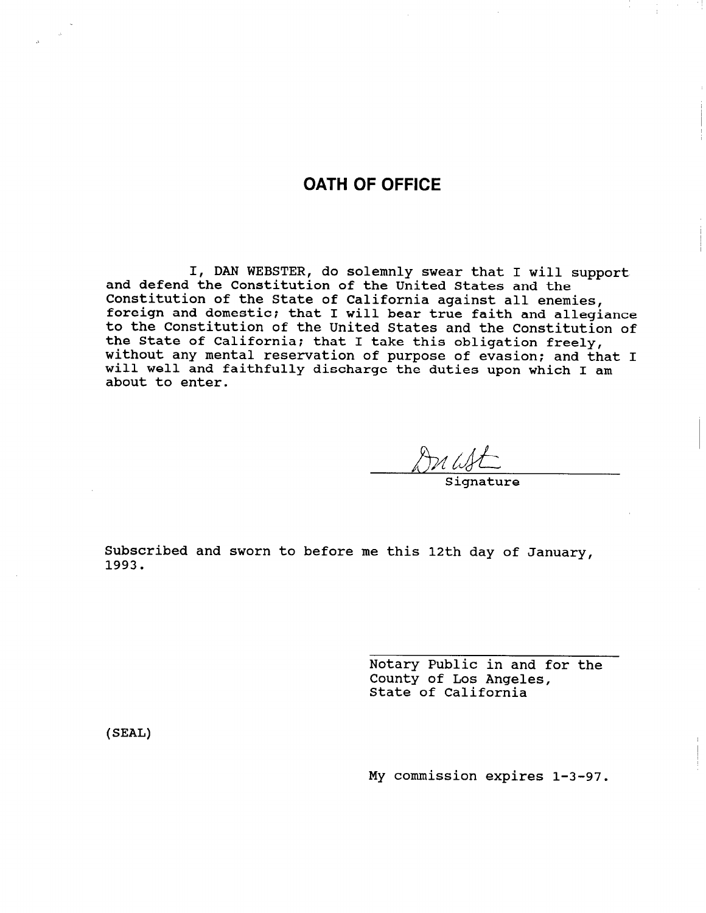# OATH OF OFFICE

I, DAN WEBSTER, do solemnly swear that I will support and defend the Constitution of the United States and the Constitution of the State of California against all enemies, foreign and domestic; that I will bear true faith and allegiance to the Constitution of the United States and the Constitution of the State of California; that I take this obligation freely, without any mental reservation of purpose of evasion; and that I will well and faithfully discharge the duties upon which I am about to enter.

Signature

Subscribed and sworn to before me this 12th day of January, 1993.

Notary Public in and for the
County of Los Angeles,
State of California

(SEAL)

My commission expires 1-3-97.